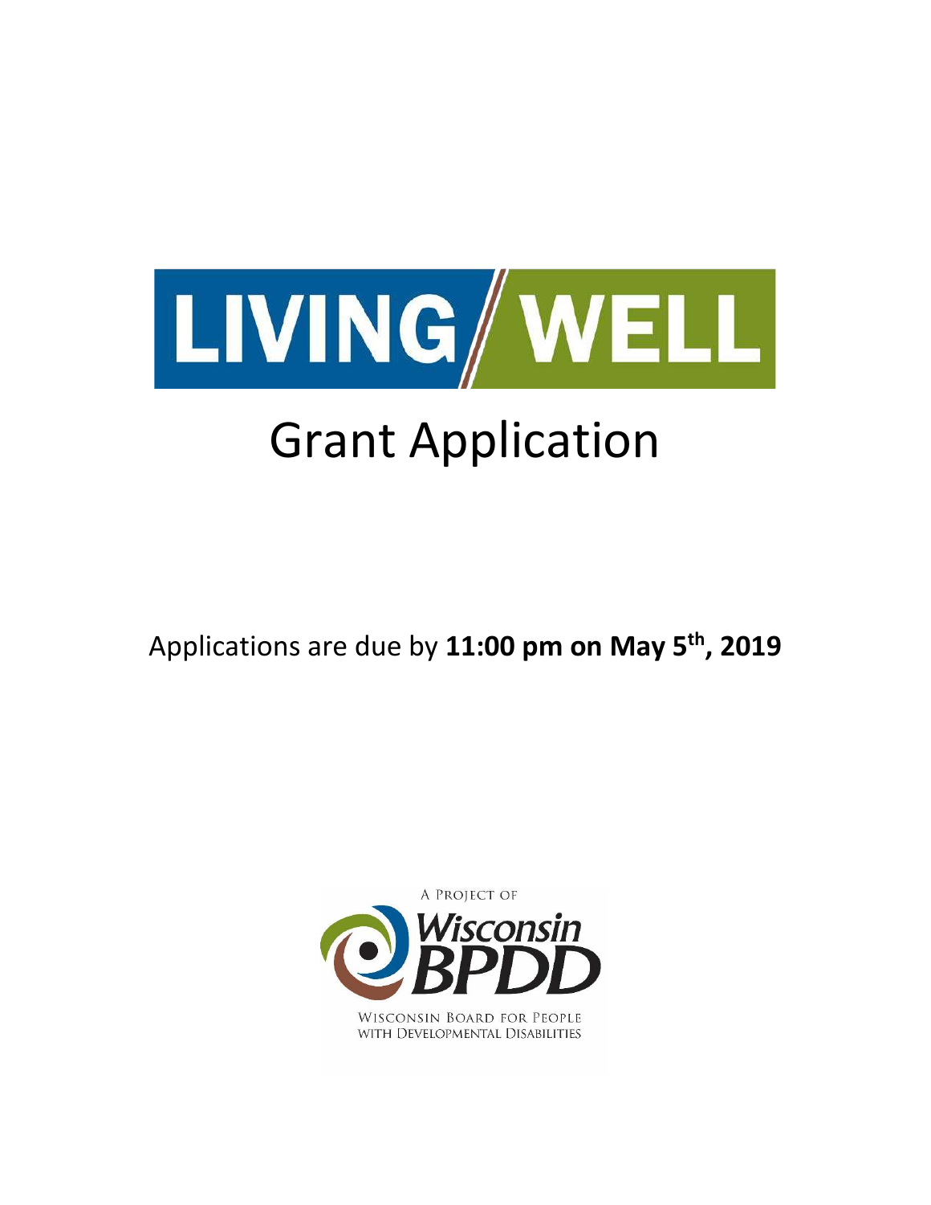# LIVING WELL

# Grant Application

Applications are due by **11:00 pm on May 5th, 2019**

A PROJECT OF

Wisconsin BPDD

WISCONSIN BOARD FOR PEOPLE WITH DEVELOPMENTAL DISABILITIES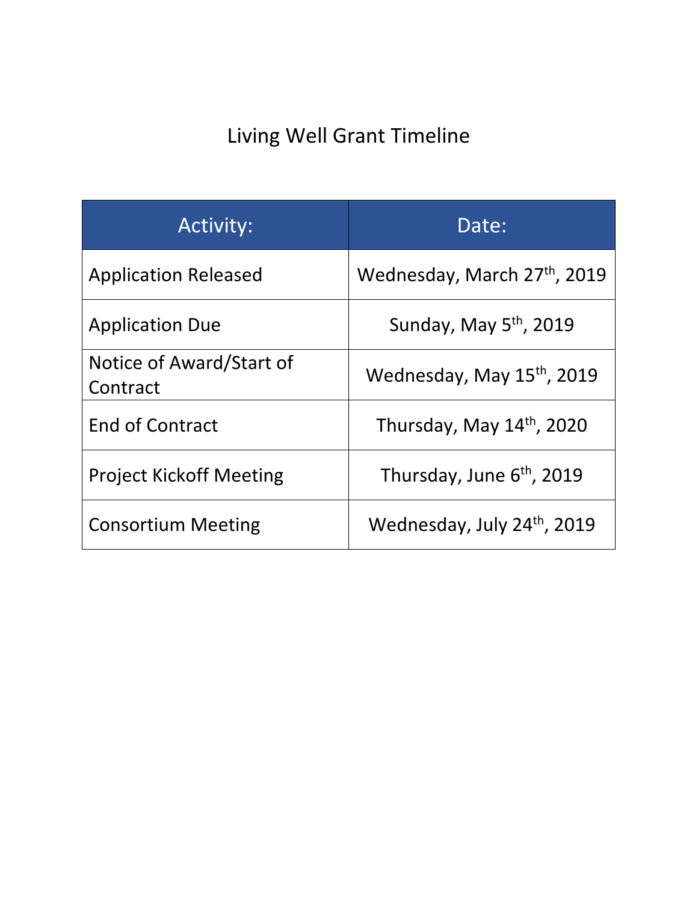# Living Well Grant Timeline

| Activity: | Date: |
|---|---|
| Application Released | Wednesday, March 27th, 2019 |
| Application Due | Sunday, May 5th, 2019 |
| Notice of Award/Start of Contract | Wednesday, May 15th, 2019 |
| End of Contract | Thursday, May 14th, 2020 |
| Project Kickoff Meeting | Thursday, June 6th, 2019 |
| Consortium Meeting | Wednesday, July 24th, 2019 |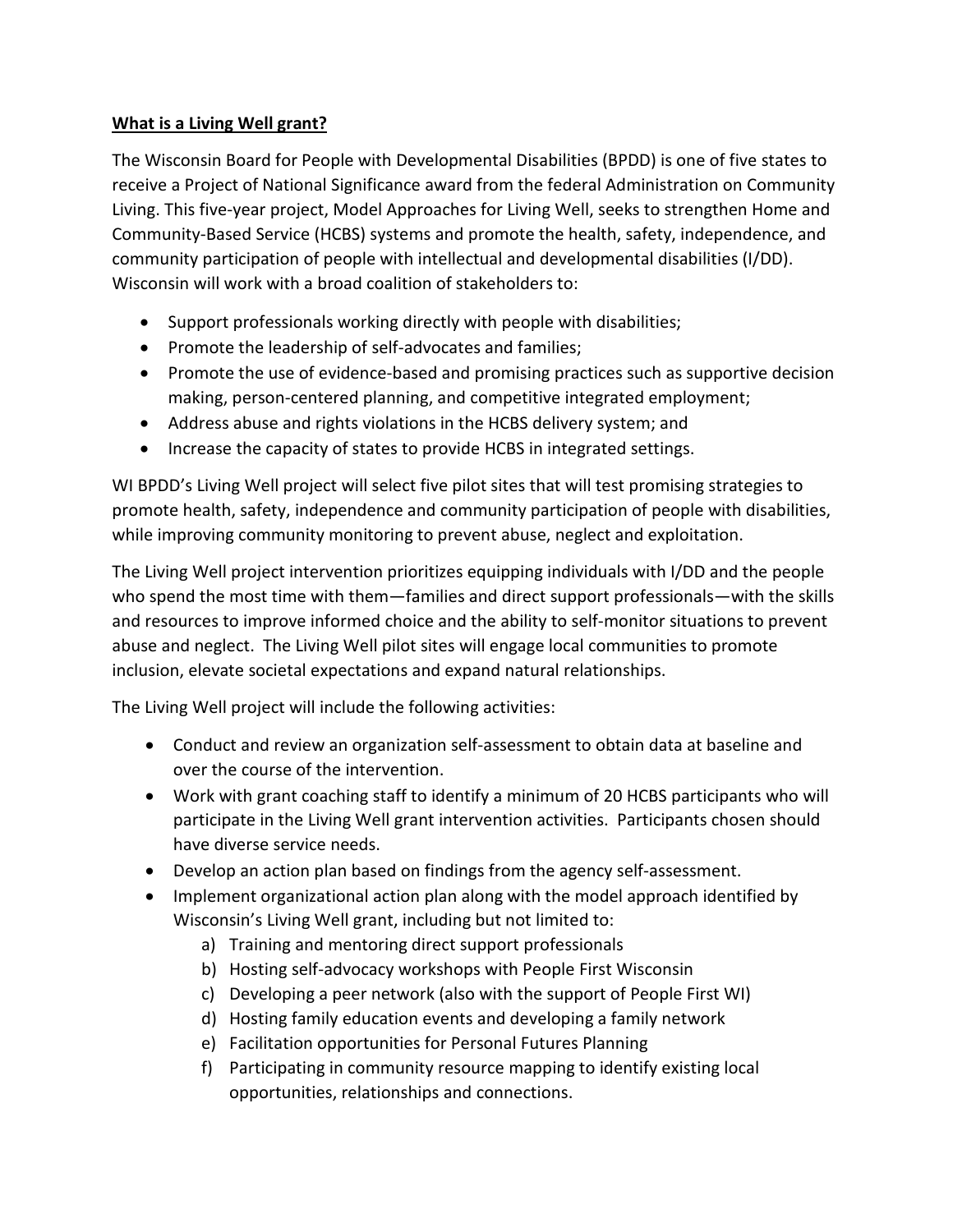**What is a Living Well grant?**

The Wisconsin Board for People with Developmental Disabilities (BPDD) is one of five states to receive a Project of National Significance award from the federal Administration on Community Living. This five-year project, Model Approaches for Living Well, seeks to strengthen Home and Community-Based Service (HCBS) systems and promote the health, safety, independence, and community participation of people with intellectual and developmental disabilities (I/DD). Wisconsin will work with a broad coalition of stakeholders to:

- Support professionals working directly with people with disabilities;
- Promote the leadership of self-advocates and families;
- Promote the use of evidence-based and promising practices such as supportive decision making, person-centered planning, and competitive integrated employment;
- Address abuse and rights violations in the HCBS delivery system; and
- Increase the capacity of states to provide HCBS in integrated settings.

WI BPDD's Living Well project will select five pilot sites that will test promising strategies to promote health, safety, independence and community participation of people with disabilities, while improving community monitoring to prevent abuse, neglect and exploitation.

The Living Well project intervention prioritizes equipping individuals with I/DD and the people who spend the most time with them—families and direct support professionals—with the skills and resources to improve informed choice and the ability to self-monitor situations to prevent abuse and neglect. The Living Well pilot sites will engage local communities to promote inclusion, elevate societal expectations and expand natural relationships.

The Living Well project will include the following activities:

- Conduct and review an organization self-assessment to obtain data at baseline and over the course of the intervention.
- Work with grant coaching staff to identify a minimum of 20 HCBS participants who will participate in the Living Well grant intervention activities. Participants chosen should have diverse service needs.
- Develop an action plan based on findings from the agency self-assessment.
- Implement organizational action plan along with the model approach identified by Wisconsin's Living Well grant, including but not limited to:
    a) Training and mentoring direct support professionals
    b) Hosting self-advocacy workshops with People First Wisconsin
    c) Developing a peer network (also with the support of People First WI)
    d) Hosting family education events and developing a family network
    e) Facilitation opportunities for Personal Futures Planning
    f) Participating in community resource mapping to identify existing local opportunities, relationships and connections.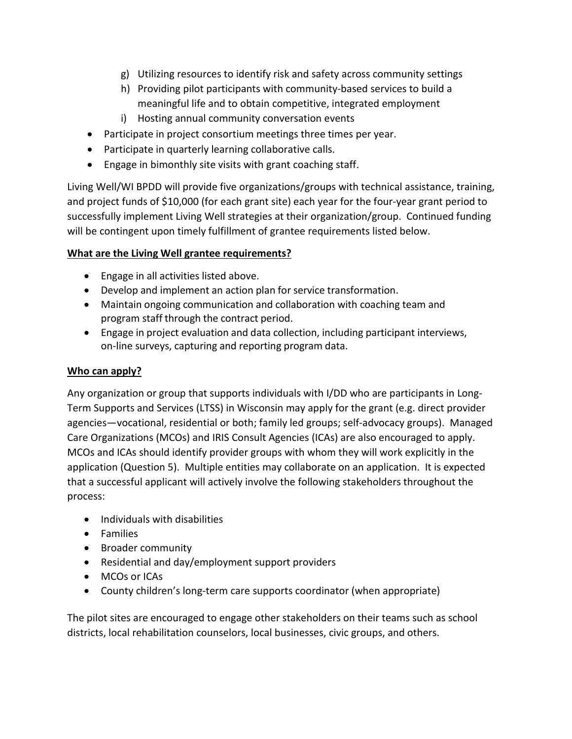g) Utilizing resources to identify risk and safety across community settings
h) Providing pilot participants with community-based services to build a meaningful life and to obtain competitive, integrated employment
i) Hosting annual community conversation events

- Participate in project consortium meetings three times per year.
- Participate in quarterly learning collaborative calls.
- Engage in bimonthly site visits with grant coaching staff.

Living Well/WI BPDD will provide five organizations/groups with technical assistance, training, and project funds of $10,000 (for each grant site) each year for the four-year grant period to successfully implement Living Well strategies at their organization/group. Continued funding will be contingent upon timely fulfillment of grantee requirements listed below.

**<u>What are the Living Well grantee requirements?</u>**

- Engage in all activities listed above.
- Develop and implement an action plan for service transformation.
- Maintain ongoing communication and collaboration with coaching team and program staff through the contract period.
- Engage in project evaluation and data collection, including participant interviews, on-line surveys, capturing and reporting program data.

**<u>Who can apply?</u>**

Any organization or group that supports individuals with I/DD who are participants in Long-Term Supports and Services (LTSS) in Wisconsin may apply for the grant (e.g. direct provider agencies—vocational, residential or both; family led groups; self-advocacy groups). Managed Care Organizations (MCOs) and IRIS Consult Agencies (ICAs) are also encouraged to apply. MCOs and ICAs should identify provider groups with whom they will work explicitly in the application (Question 5). Multiple entities may collaborate on an application. It is expected that a successful applicant will actively involve the following stakeholders throughout the process:

- Individuals with disabilities
- Families
- Broader community
- Residential and day/employment support providers
- MCOs or ICAs
- County children's long-term care supports coordinator (when appropriate)

The pilot sites are encouraged to engage other stakeholders on their teams such as school districts, local rehabilitation counselors, local businesses, civic groups, and others.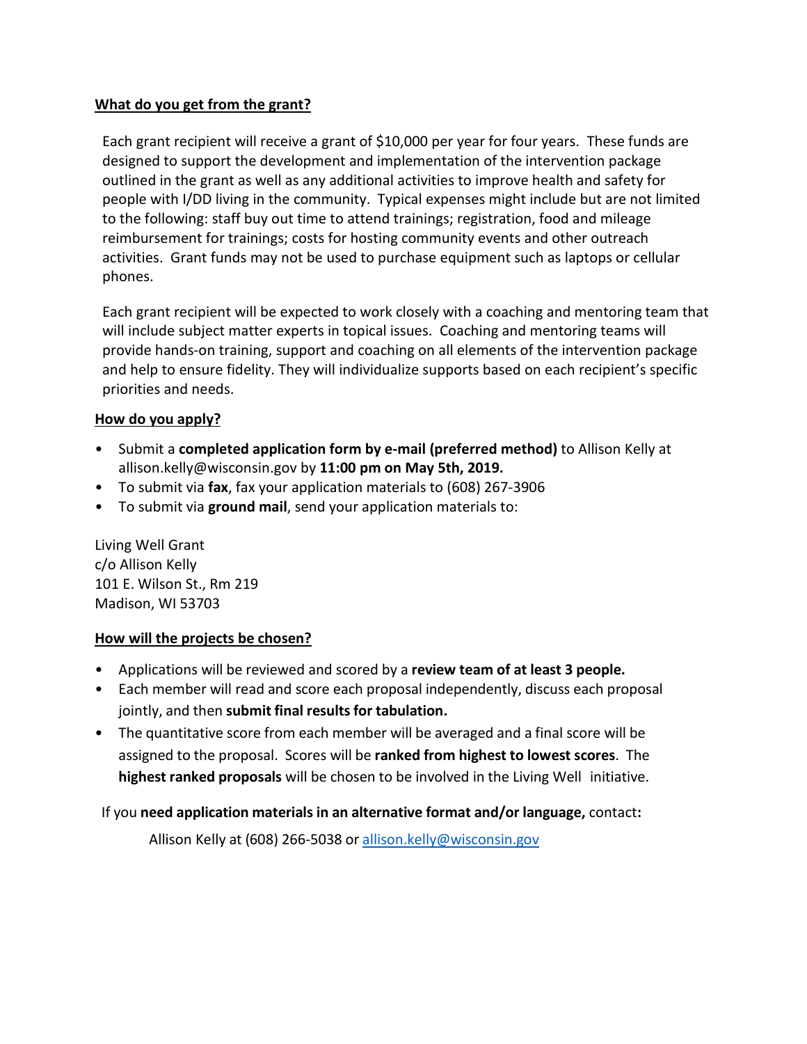## What do you get from the grant?

Each grant recipient will receive a grant of $10,000 per year for four years. These funds are designed to support the development and implementation of the intervention package outlined in the grant as well as any additional activities to improve health and safety for people with I/DD living in the community. Typical expenses might include but are not limited to the following: staff buy out time to attend trainings; registration, food and mileage reimbursement for trainings; costs for hosting community events and other outreach activities. Grant funds may not be used to purchase equipment such as laptops or cellular phones.

Each grant recipient will be expected to work closely with a coaching and mentoring team that will include subject matter experts in topical issues. Coaching and mentoring teams will provide hands-on training, support and coaching on all elements of the intervention package and help to ensure fidelity. They will individualize supports based on each recipient's specific priorities and needs.

## How do you apply?

- Submit a **completed application form by e-mail (preferred method)** to Allison Kelly at allison.kelly@wisconsin.gov by **11:00 pm on May 5th, 2019.**
- To submit via **fax**, fax your application materials to (608) 267-3906
- To submit via **ground mail**, send your application materials to:

Living Well Grant
c/o Allison Kelly
101 E. Wilson St., Rm 219
Madison, WI 53703

## How will the projects be chosen?

- Applications will be reviewed and scored by a **review team of at least 3 people.**
- Each member will read and score each proposal independently, discuss each proposal jointly, and then **submit final results for tabulation.**
- The quantitative score from each member will be averaged and a final score will be assigned to the proposal. Scores will be **ranked from highest to lowest scores**. The **highest ranked proposals** will be chosen to be involved in the Living Well initiative.

If you **need application materials in an alternative format and/or language,** contact**:**

Allison Kelly at (608) 266-5038 or allison.kelly@wisconsin.gov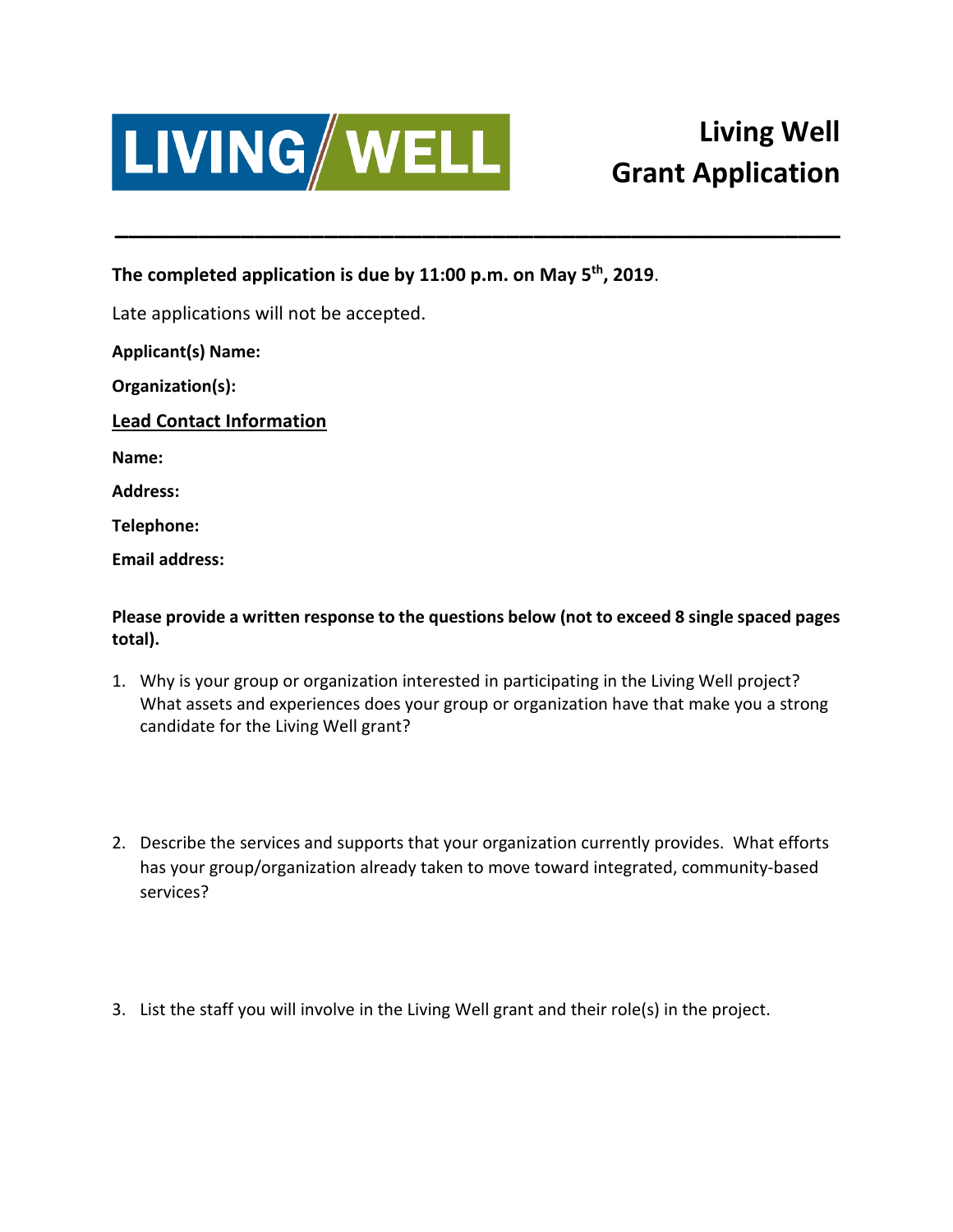LIVING / WELL

# Living Well Grant Application

---

**The completed application is due by 11:00 p.m. on May 5th, 2019**.

Late applications will not be accepted.

**Applicant(s) Name:**

**Organization(s):**

**Lead Contact Information**

**Name:**

**Address:**

**Telephone:**

**Email address:**

**Please provide a written response to the questions below (not to exceed 8 single spaced pages total).**

1. Why is your group or organization interested in participating in the Living Well project? What assets and experiences does your group or organization have that make you a strong candidate for the Living Well grant?

2. Describe the services and supports that your organization currently provides. What efforts has your group/organization already taken to move toward integrated, community-based services?

3. List the staff you will involve in the Living Well grant and their role(s) in the project.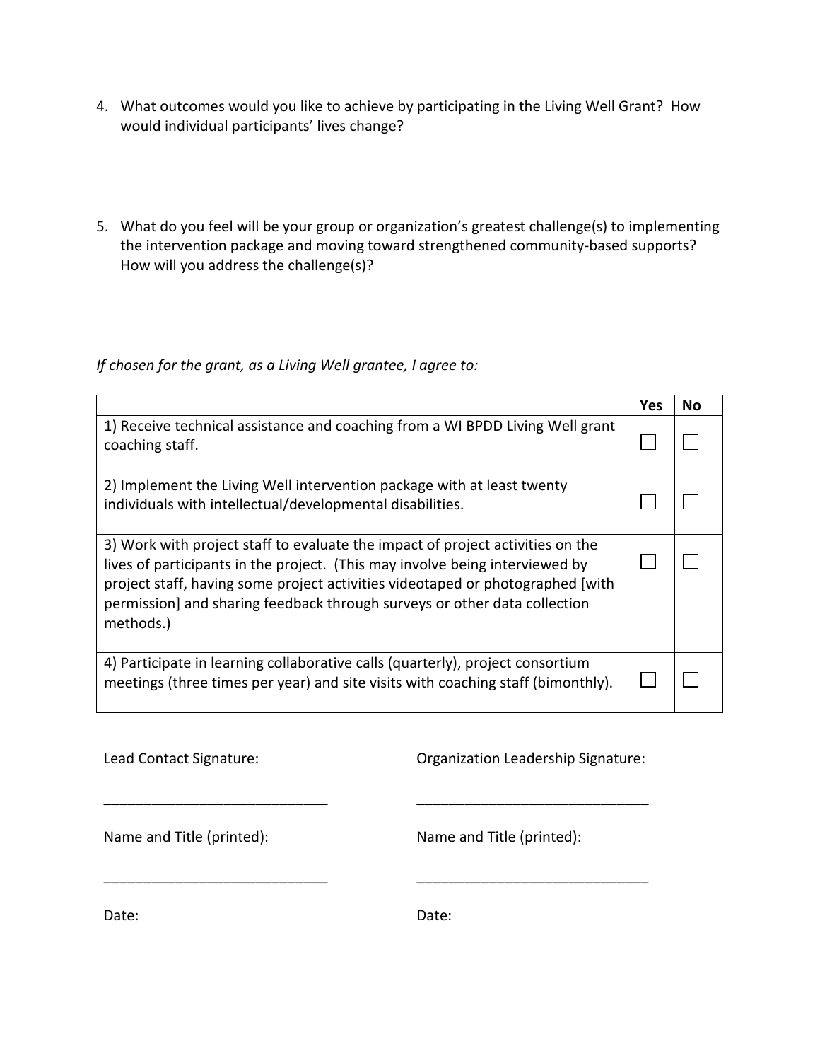4. What outcomes would you like to achieve by participating in the Living Well Grant? How would individual participants' lives change?

5. What do you feel will be your group or organization's greatest challenge(s) to implementing the intervention package and moving toward strengthened community-based supports? How will you address the challenge(s)?

*If chosen for the grant, as a Living Well grantee, I agree to:*

| | Yes | No |
|---|---|---|
| 1) Receive technical assistance and coaching from a WI BPDD Living Well grant coaching staff. | ☐ | ☐ |
| 2) Implement the Living Well intervention package with at least twenty individuals with intellectual/developmental disabilities. | ☐ | ☐ |
| 3) Work with project staff to evaluate the impact of project activities on the lives of participants in the project. (This may involve being interviewed by project staff, having some project activities videotaped or photographed [with permission] and sharing feedback through surveys or other data collection methods.) | ☐ | ☐ |
| 4) Participate in learning collaborative calls (quarterly), project consortium meetings (three times per year) and site visits with coaching staff (bimonthly). | ☐ | ☐ |

Lead Contact Signature:

_____________________________

Name and Title (printed):

_____________________________

Date:

Organization Leadership Signature:

______________________________

Name and Title (printed):

______________________________

Date: